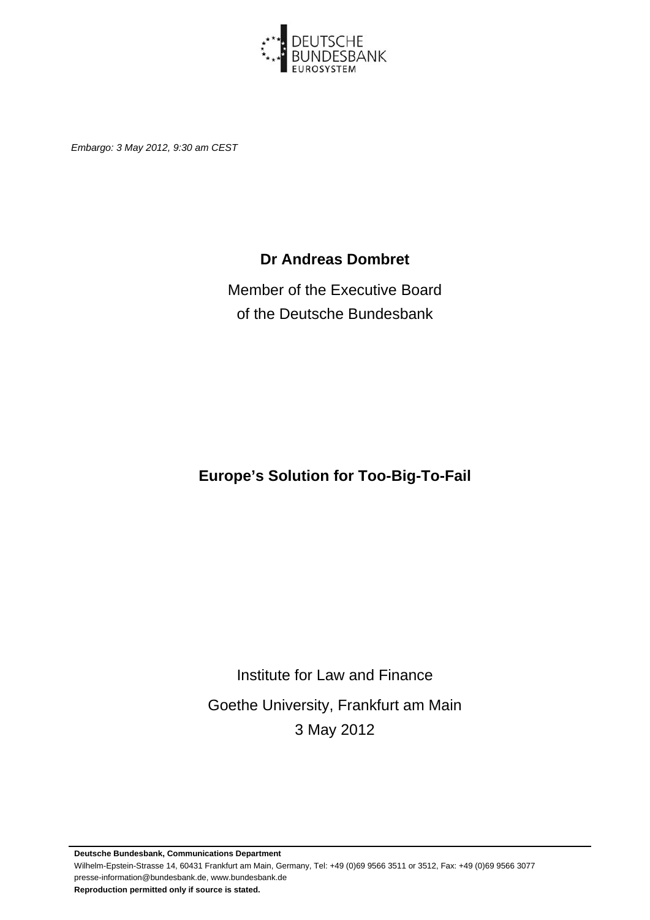*Embargo: 3 May 2012, 9:30 am CEST*

**Dr Andreas Dombret**

Member of the Executive Board
of the Deutsche Bundesbank

# Europe's Solution for Too-Big-To-Fail

Institute for Law and Finance

Goethe University, Frankfurt am Main

3 May 2012

**Deutsche Bundesbank, Communications Department**
Wilhelm-Epstein-Strasse 14, 60431 Frankfurt am Main, Germany, Tel: +49 (0)69 9566 3511 or 3512, Fax: +49 (0)69 9566 3077
presse-information@bundesbank.de, www.bundesbank.de
**Reproduction permitted only if source is stated.**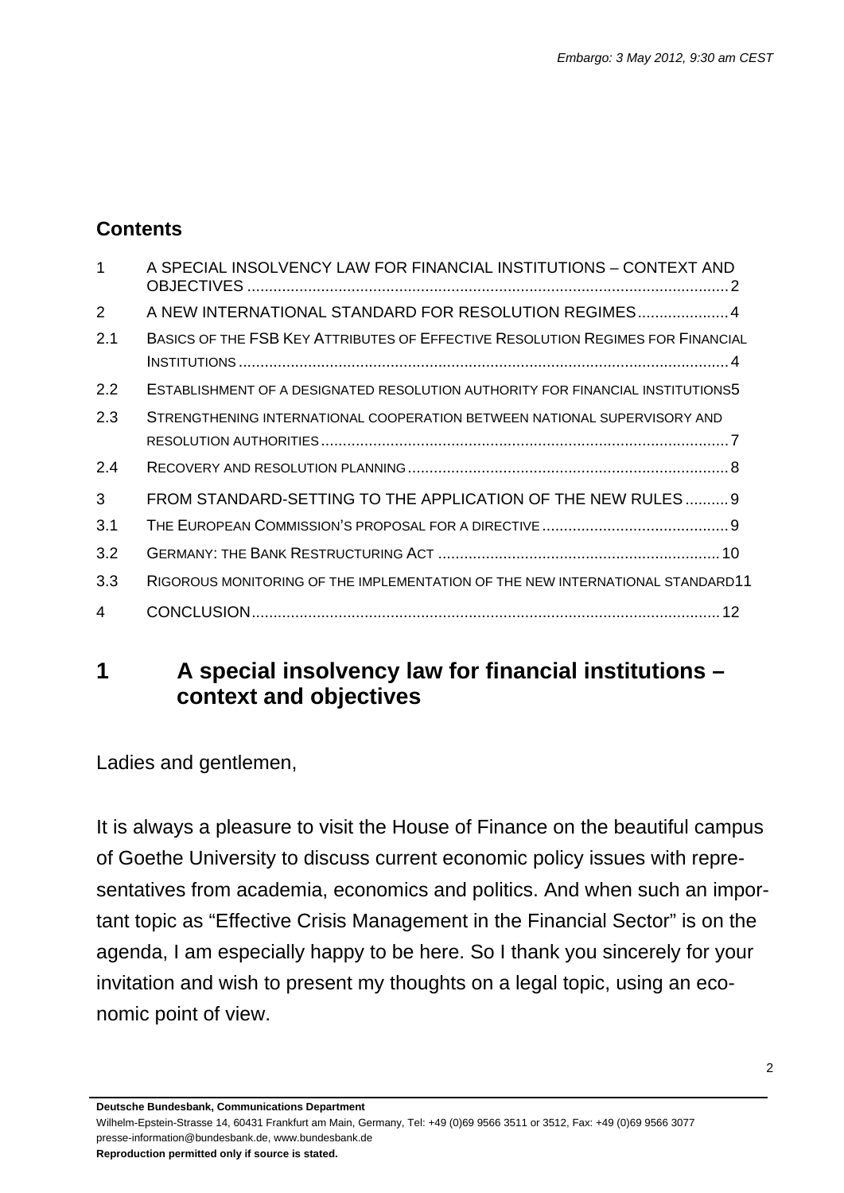*Embargo: 3 May 2012, 9:30 am CEST*

## Contents

| | | |
|---|---|---|
| 1 | A SPECIAL INSOLVENCY LAW FOR FINANCIAL INSTITUTIONS – CONTEXT AND OBJECTIVES | 2 |
| 2 | A NEW INTERNATIONAL STANDARD FOR RESOLUTION REGIMES | 4 |
| 2.1 | BASICS OF THE FSB KEY ATTRIBUTES OF EFFECTIVE RESOLUTION REGIMES FOR FINANCIAL INSTITUTIONS | 4 |
| 2.2 | ESTABLISHMENT OF A DESIGNATED RESOLUTION AUTHORITY FOR FINANCIAL INSTITUTIONS | 5 |
| 2.3 | STRENGTHENING INTERNATIONAL COOPERATION BETWEEN NATIONAL SUPERVISORY AND RESOLUTION AUTHORITIES | 7 |
| 2.4 | RECOVERY AND RESOLUTION PLANNING | 8 |
| 3 | FROM STANDARD-SETTING TO THE APPLICATION OF THE NEW RULES | 9 |
| 3.1 | THE EUROPEAN COMMISSION'S PROPOSAL FOR A DIRECTIVE | 9 |
| 3.2 | GERMANY: THE BANK RESTRUCTURING ACT | 10 |
| 3.3 | RIGOROUS MONITORING OF THE IMPLEMENTATION OF THE NEW INTERNATIONAL STANDARD | 11 |
| 4 | CONCLUSION | 12 |

# 1 A special insolvency law for financial institutions – context and objectives

Ladies and gentlemen,

It is always a pleasure to visit the House of Finance on the beautiful campus of Goethe University to discuss current economic policy issues with representatives from academia, economics and politics. And when such an important topic as "Effective Crisis Management in the Financial Sector" is on the agenda, I am especially happy to be here. So I thank you sincerely for your invitation and wish to present my thoughts on a legal topic, using an economic point of view.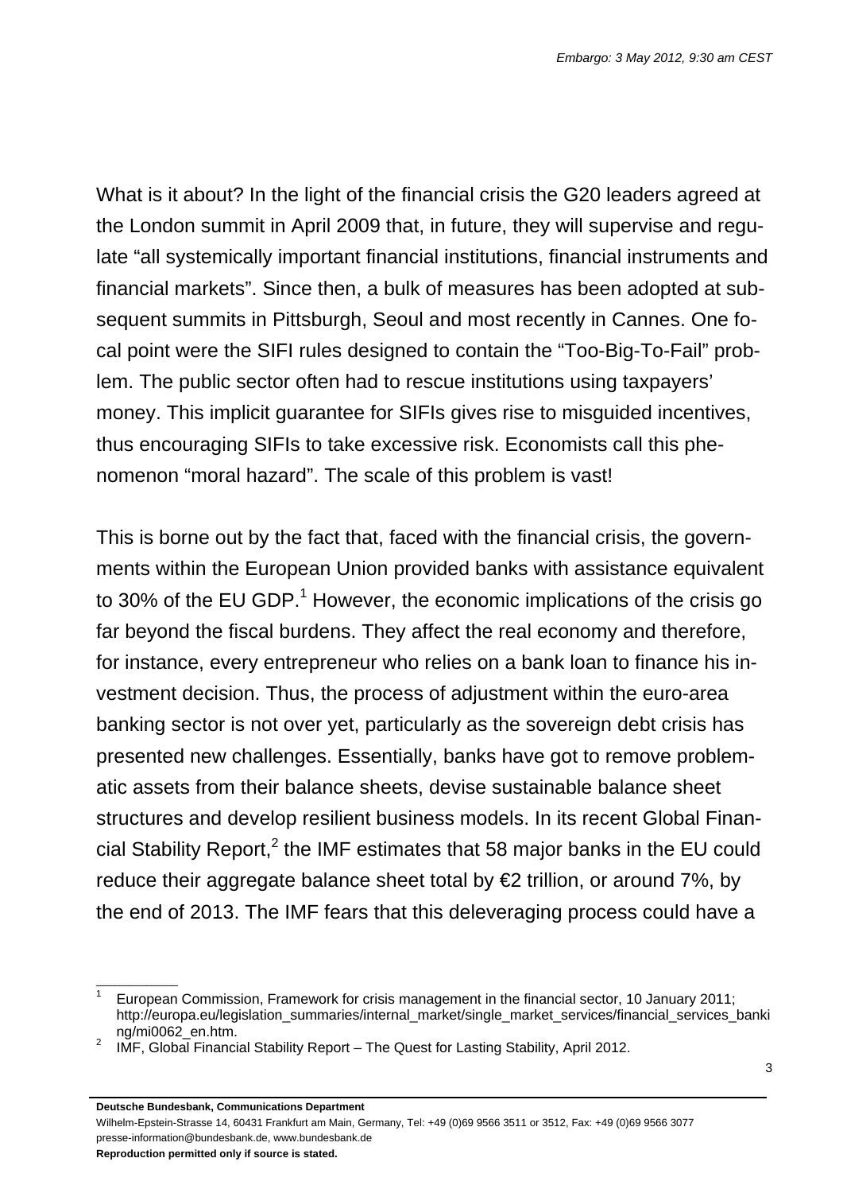What is it about? In the light of the financial crisis the G20 leaders agreed at the London summit in April 2009 that, in future, they will supervise and regulate "all systemically important financial institutions, financial instruments and financial markets". Since then, a bulk of measures has been adopted at subsequent summits in Pittsburgh, Seoul and most recently in Cannes. One focal point were the SIFI rules designed to contain the "Too-Big-To-Fail" problem. The public sector often had to rescue institutions using taxpayers' money. This implicit guarantee for SIFIs gives rise to misguided incentives, thus encouraging SIFIs to take excessive risk. Economists call this phenomenon "moral hazard". The scale of this problem is vast!

This is borne out by the fact that, faced with the financial crisis, the governments within the European Union provided banks with assistance equivalent to 30% of the EU GDP.[1] However, the economic implications of the crisis go far beyond the fiscal burdens. They affect the real economy and therefore, for instance, every entrepreneur who relies on a bank loan to finance his investment decision. Thus, the process of adjustment within the euro-area banking sector is not over yet, particularly as the sovereign debt crisis has presented new challenges. Essentially, banks have got to remove problematic assets from their balance sheets, devise sustainable balance sheet structures and develop resilient business models. In its recent Global Financial Stability Report,[2] the IMF estimates that 58 major banks in the EU could reduce their aggregate balance sheet total by €2 trillion, or around 7%, by the end of 2013. The IMF fears that this deleveraging process could have a

---

[1] European Commission, Framework for crisis management in the financial sector, 10 January 2011; http://europa.eu/legislation_summaries/internal_market/single_market_services/financial_services_banking/mi0062_en.htm.

[2] IMF, Global Financial Stability Report – The Quest for Lasting Stability, April 2012.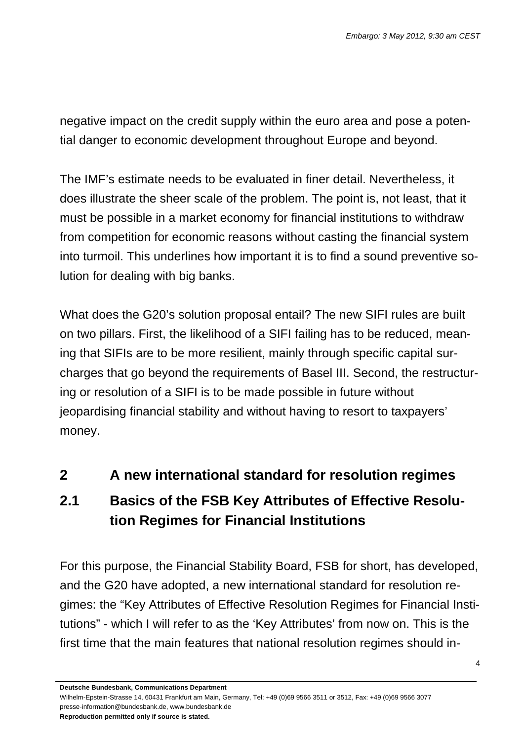negative impact on the credit supply within the euro area and pose a potential danger to economic development throughout Europe and beyond.

The IMF's estimate needs to be evaluated in finer detail. Nevertheless, it does illustrate the sheer scale of the problem. The point is, not least, that it must be possible in a market economy for financial institutions to withdraw from competition for economic reasons without casting the financial system into turmoil. This underlines how important it is to find a sound preventive solution for dealing with big banks.

What does the G20's solution proposal entail? The new SIFI rules are built on two pillars. First, the likelihood of a SIFI failing has to be reduced, meaning that SIFIs are to be more resilient, mainly through specific capital surcharges that go beyond the requirements of Basel III. Second, the restructuring or resolution of a SIFI is to be made possible in future without jeopardising financial stability and without having to resort to taxpayers' money.

## 2 A new international standard for resolution regimes

### 2.1 Basics of the FSB Key Attributes of Effective Resolution Regimes for Financial Institutions

For this purpose, the Financial Stability Board, FSB for short, has developed, and the G20 have adopted, a new international standard for resolution regimes: the "Key Attributes of Effective Resolution Regimes for Financial Institutions" - which I will refer to as the 'Key Attributes' from now on. This is the first time that the main features that national resolution regimes should in-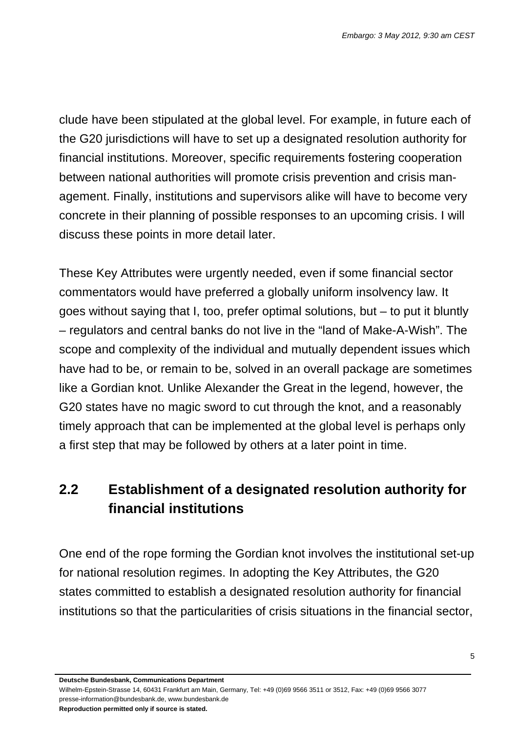clude have been stipulated at the global level. For example, in future each of the G20 jurisdictions will have to set up a designated resolution authority for financial institutions. Moreover, specific requirements fostering cooperation between national authorities will promote crisis prevention and crisis management. Finally, institutions and supervisors alike will have to become very concrete in their planning of possible responses to an upcoming crisis. I will discuss these points in more detail later.

These Key Attributes were urgently needed, even if some financial sector commentators would have preferred a globally uniform insolvency law. It goes without saying that I, too, prefer optimal solutions, but – to put it bluntly – regulators and central banks do not live in the "land of Make-A-Wish". The scope and complexity of the individual and mutually dependent issues which have had to be, or remain to be, solved in an overall package are sometimes like a Gordian knot. Unlike Alexander the Great in the legend, however, the G20 states have no magic sword to cut through the knot, and a reasonably timely approach that can be implemented at the global level is perhaps only a first step that may be followed by others at a later point in time.

## 2.2 Establishment of a designated resolution authority for financial institutions

One end of the rope forming the Gordian knot involves the institutional set-up for national resolution regimes. In adopting the Key Attributes, the G20 states committed to establish a designated resolution authority for financial institutions so that the particularities of crisis situations in the financial sector,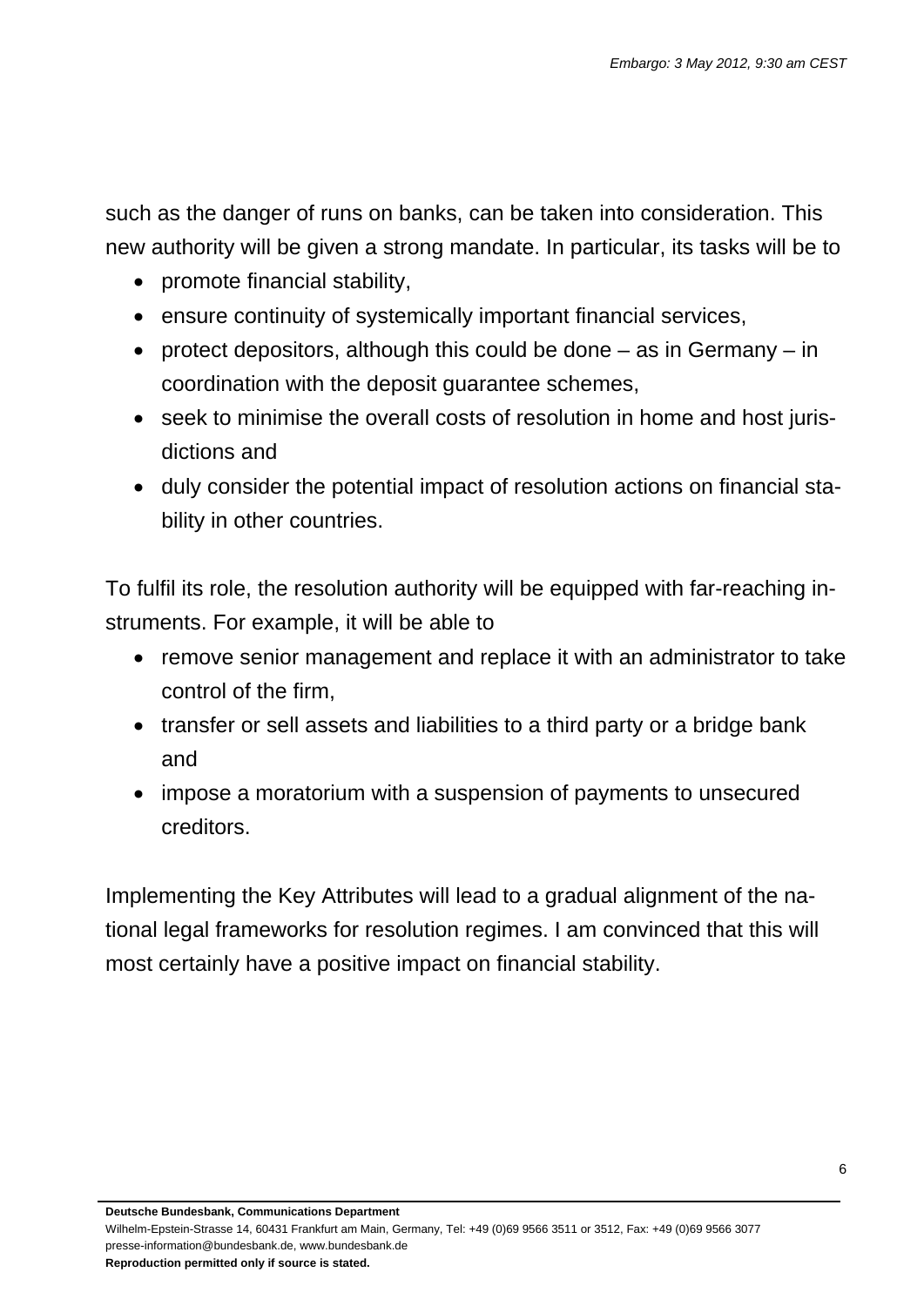such as the danger of runs on banks, can be taken into consideration. This new authority will be given a strong mandate. In particular, its tasks will be to

- promote financial stability,
- ensure continuity of systemically important financial services,
- protect depositors, although this could be done – as in Germany – in coordination with the deposit guarantee schemes,
- seek to minimise the overall costs of resolution in home and host jurisdictions and
- duly consider the potential impact of resolution actions on financial stability in other countries.

To fulfil its role, the resolution authority will be equipped with far-reaching instruments. For example, it will be able to

- remove senior management and replace it with an administrator to take control of the firm,
- transfer or sell assets and liabilities to a third party or a bridge bank and
- impose a moratorium with a suspension of payments to unsecured creditors.

Implementing the Key Attributes will lead to a gradual alignment of the national legal frameworks for resolution regimes. I am convinced that this will most certainly have a positive impact on financial stability.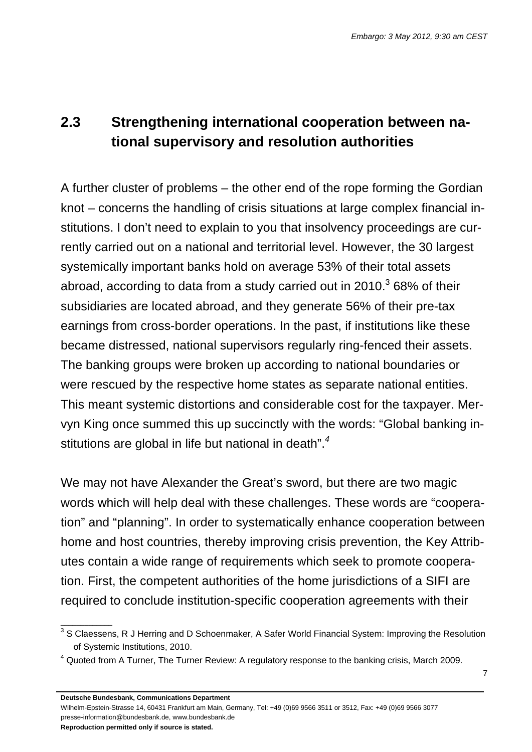## 2.3 Strengthening international cooperation between national supervisory and resolution authorities

A further cluster of problems – the other end of the rope forming the Gordian knot – concerns the handling of crisis situations at large complex financial institutions. I don't need to explain to you that insolvency proceedings are currently carried out on a national and territorial level. However, the 30 largest systemically important banks hold on average 53% of their total assets abroad, according to data from a study carried out in 2010.[3] 68% of their subsidiaries are located abroad, and they generate 56% of their pre-tax earnings from cross-border operations. In the past, if institutions like these became distressed, national supervisors regularly ring-fenced their assets. The banking groups were broken up according to national boundaries or were rescued by the respective home states as separate national entities. This meant systemic distortions and considerable cost for the taxpayer. Mervyn King once summed this up succinctly with the words: "Global banking institutions are global in life but national in death".[4]

We may not have Alexander the Great's sword, but there are two magic words which will help deal with these challenges. These words are "cooperation" and "planning". In order to systematically enhance cooperation between home and host countries, thereby improving crisis prevention, the Key Attributes contain a wide range of requirements which seek to promote cooperation. First, the competent authorities of the home jurisdictions of a SIFI are required to conclude institution-specific cooperation agreements with their

[3] S Claessens, R J Herring and D Schoenmaker, A Safer World Financial System: Improving the Resolution of Systemic Institutions, 2010.

[4] Quoted from A Turner, The Turner Review: A regulatory response to the banking crisis, March 2009.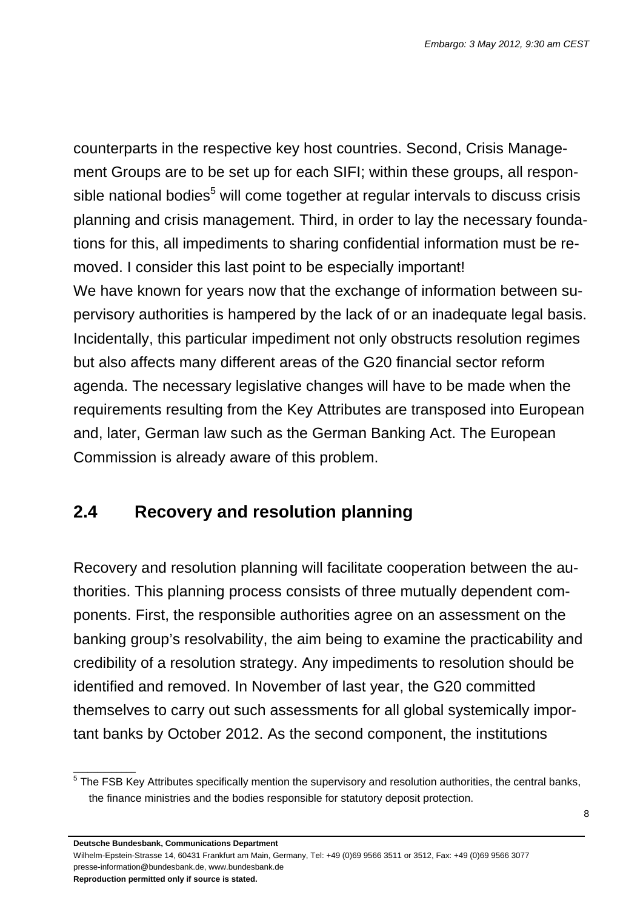counterparts in the respective key host countries. Second, Crisis Management Groups are to be set up for each SIFI; within these groups, all responsible national bodies[5] will come together at regular intervals to discuss crisis planning and crisis management. Third, in order to lay the necessary foundations for this, all impediments to sharing confidential information must be removed. I consider this last point to be especially important!

We have known for years now that the exchange of information between supervisory authorities is hampered by the lack of or an inadequate legal basis. Incidentally, this particular impediment not only obstructs resolution regimes but also affects many different areas of the G20 financial sector reform agenda. The necessary legislative changes will have to be made when the requirements resulting from the Key Attributes are transposed into European and, later, German law such as the German Banking Act. The European Commission is already aware of this problem.

## 2.4 Recovery and resolution planning

Recovery and resolution planning will facilitate cooperation between the authorities. This planning process consists of three mutually dependent components. First, the responsible authorities agree on an assessment on the banking group's resolvability, the aim being to examine the practicability and credibility of a resolution strategy. Any impediments to resolution should be identified and removed. In November of last year, the G20 committed themselves to carry out such assessments for all global systemically important banks by October 2012. As the second component, the institutions

---

[5] The FSB Key Attributes specifically mention the supervisory and resolution authorities, the central banks, the finance ministries and the bodies responsible for statutory deposit protection.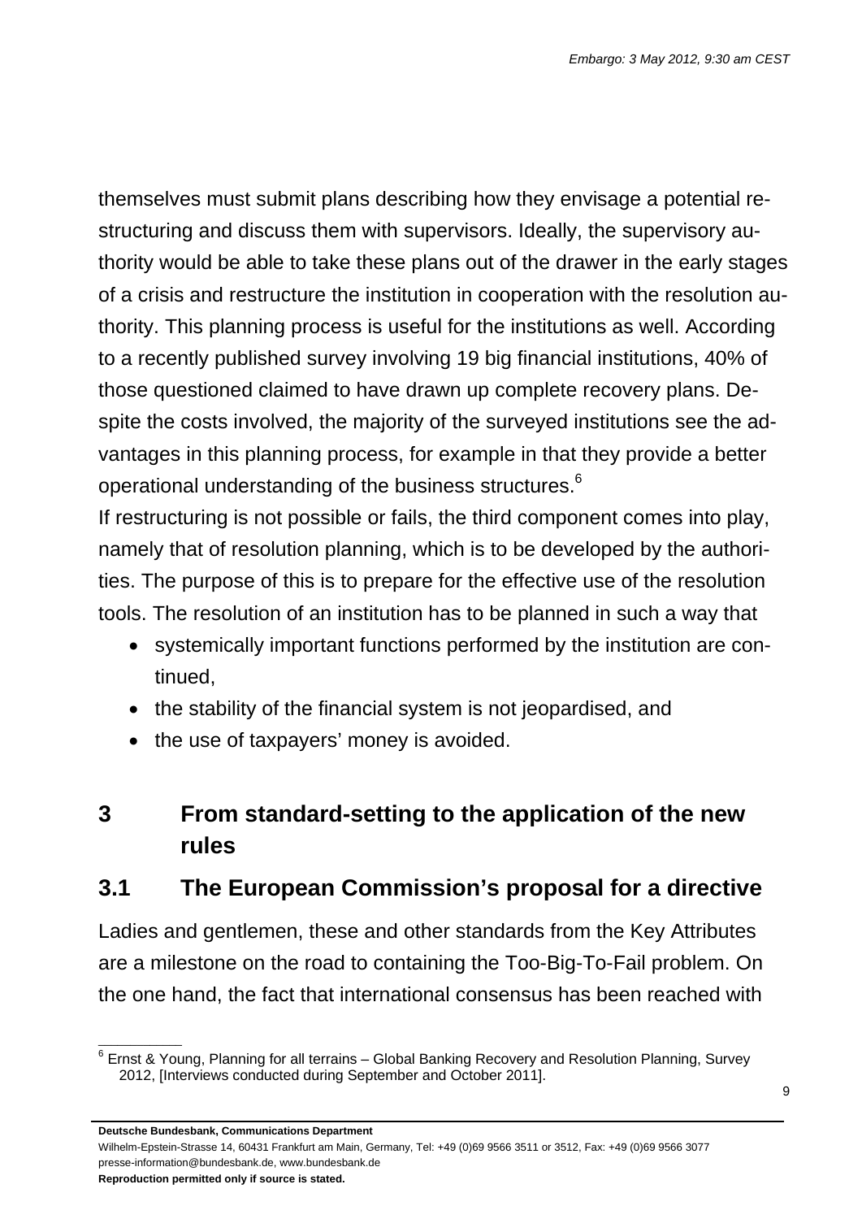themselves must submit plans describing how they envisage a potential restructuring and discuss them with supervisors. Ideally, the supervisory authority would be able to take these plans out of the drawer in the early stages of a crisis and restructure the institution in cooperation with the resolution authority. This planning process is useful for the institutions as well. According to a recently published survey involving 19 big financial institutions, 40% of those questioned claimed to have drawn up complete recovery plans. Despite the costs involved, the majority of the surveyed institutions see the advantages in this planning process, for example in that they provide a better operational understanding of the business structures.[6]

If restructuring is not possible or fails, the third component comes into play, namely that of resolution planning, which is to be developed by the authorities. The purpose of this is to prepare for the effective use of the resolution tools. The resolution of an institution has to be planned in such a way that

- systemically important functions performed by the institution are continued,
- the stability of the financial system is not jeopardised, and
- the use of taxpayers' money is avoided.

# 3 From standard-setting to the application of the new rules

## 3.1 The European Commission's proposal for a directive

Ladies and gentlemen, these and other standards from the Key Attributes are a milestone on the road to containing the Too-Big-To-Fail problem. On the one hand, the fact that international consensus has been reached with

[6] Ernst & Young, Planning for all terrains – Global Banking Recovery and Resolution Planning, Survey 2012, [Interviews conducted during September and October 2011].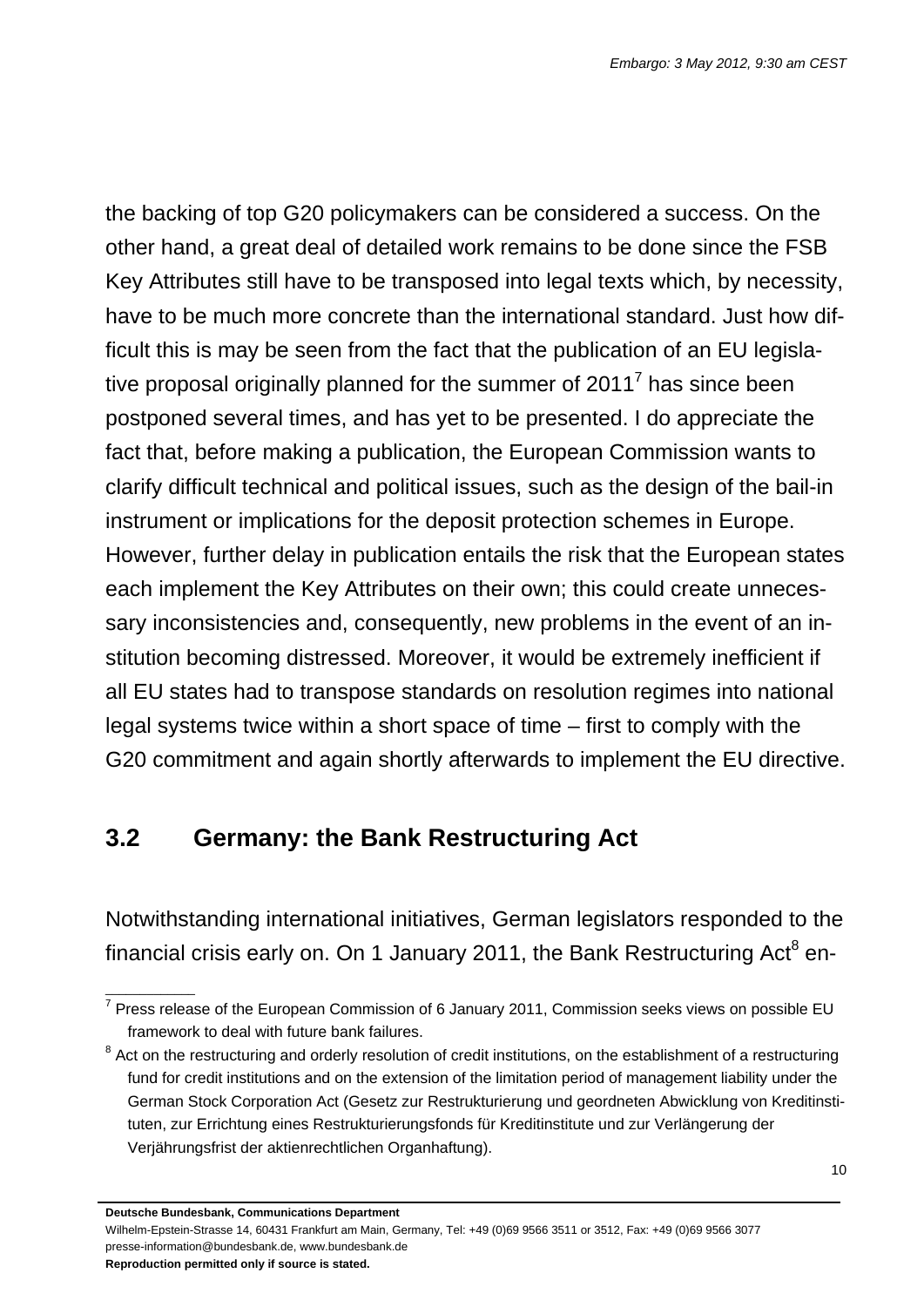the backing of top G20 policymakers can be considered a success. On the other hand, a great deal of detailed work remains to be done since the FSB Key Attributes still have to be transposed into legal texts which, by necessity, have to be much more concrete than the international standard. Just how difficult this is may be seen from the fact that the publication of an EU legislative proposal originally planned for the summer of 2011[7] has since been postponed several times, and has yet to be presented. I do appreciate the fact that, before making a publication, the European Commission wants to clarify difficult technical and political issues, such as the design of the bail-in instrument or implications for the deposit protection schemes in Europe. However, further delay in publication entails the risk that the European states each implement the Key Attributes on their own; this could create unnecessary inconsistencies and, consequently, new problems in the event of an institution becoming distressed. Moreover, it would be extremely inefficient if all EU states had to transpose standards on resolution regimes into national legal systems twice within a short space of time – first to comply with the G20 commitment and again shortly afterwards to implement the EU directive.

## 3.2 Germany: the Bank Restructuring Act

Notwithstanding international initiatives, German legislators responded to the financial crisis early on. On 1 January 2011, the Bank Restructuring Act[8] en-

---

[7] Press release of the European Commission of 6 January 2011, Commission seeks views on possible EU framework to deal with future bank failures.

[8] Act on the restructuring and orderly resolution of credit institutions, on the establishment of a restructuring fund for credit institutions and on the extension of the limitation period of management liability under the German Stock Corporation Act (Gesetz zur Restrukturierung und geordneten Abwicklung von Kreditinstituten, zur Errichtung eines Restrukturierungsfonds für Kreditinstitute und zur Verlängerung der Verjährungsfrist der aktienrechtlichen Organhaftung).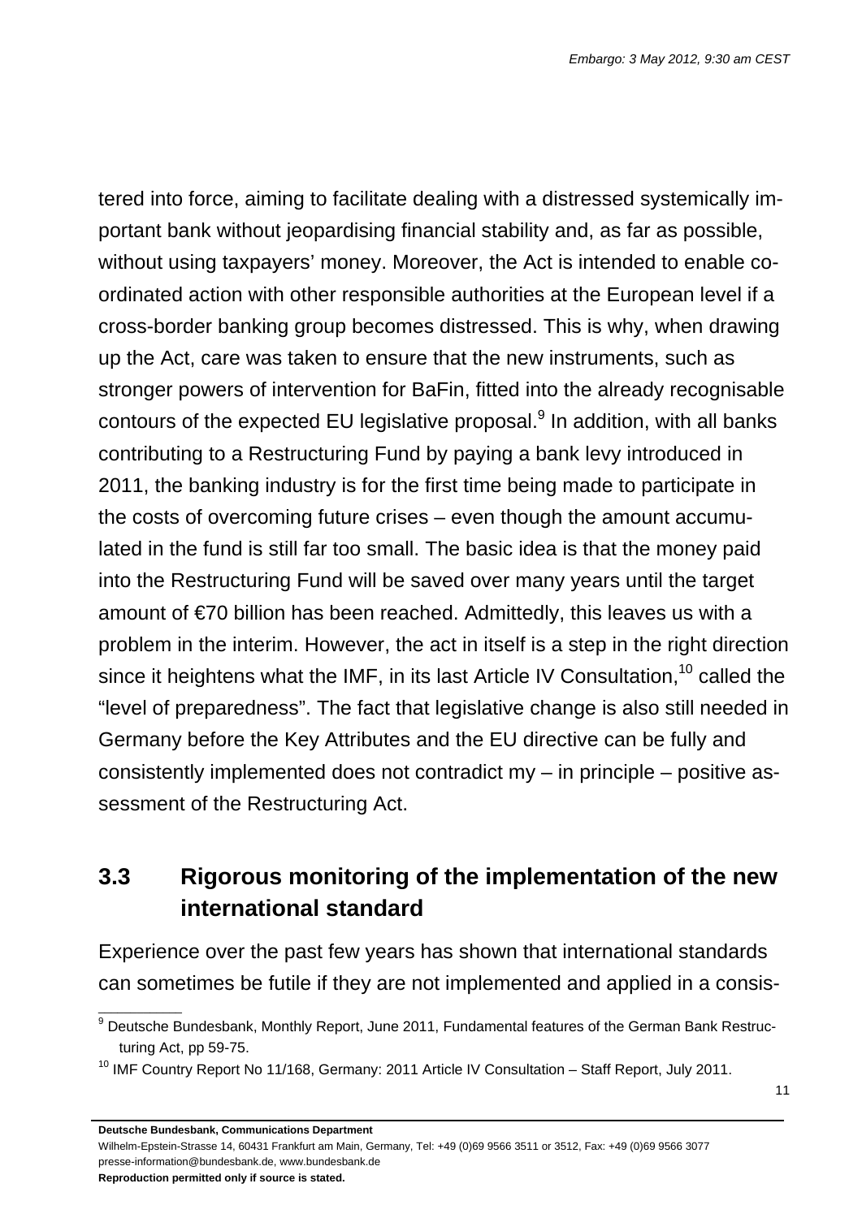tered into force, aiming to facilitate dealing with a distressed systemically important bank without jeopardising financial stability and, as far as possible, without using taxpayers' money. Moreover, the Act is intended to enable co-ordinated action with other responsible authorities at the European level if a cross-border banking group becomes distressed. This is why, when drawing up the Act, care was taken to ensure that the new instruments, such as stronger powers of intervention for BaFin, fitted into the already recognisable contours of the expected EU legislative proposal.[9] In addition, with all banks contributing to a Restructuring Fund by paying a bank levy introduced in 2011, the banking industry is for the first time being made to participate in the costs of overcoming future crises – even though the amount accumulated in the fund is still far too small. The basic idea is that the money paid into the Restructuring Fund will be saved over many years until the target amount of €70 billion has been reached. Admittedly, this leaves us with a problem in the interim. However, the act in itself is a step in the right direction since it heightens what the IMF, in its last Article IV Consultation,[10] called the "level of preparedness". The fact that legislative change is also still needed in Germany before the Key Attributes and the EU directive can be fully and consistently implemented does not contradict my – in principle – positive assessment of the Restructuring Act.

## 3.3 Rigorous monitoring of the implementation of the new international standard

Experience over the past few years has shown that international standards can sometimes be futile if they are not implemented and applied in a consis-

---

[9] Deutsche Bundesbank, Monthly Report, June 2011, Fundamental features of the German Bank Restructuring Act, pp 59-75.

[10] IMF Country Report No 11/168, Germany: 2011 Article IV Consultation – Staff Report, July 2011.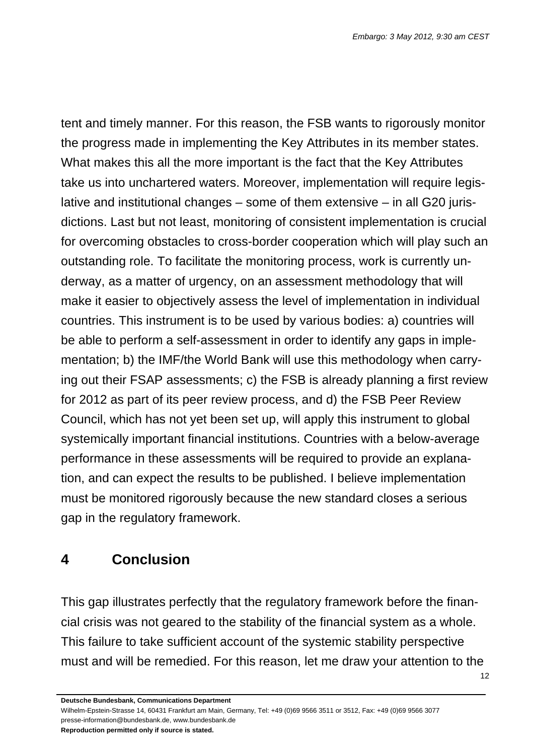tent and timely manner. For this reason, the FSB wants to rigorously monitor the progress made in implementing the Key Attributes in its member states. What makes this all the more important is the fact that the Key Attributes take us into unchartered waters. Moreover, implementation will require legislative and institutional changes – some of them extensive – in all G20 jurisdictions. Last but not least, monitoring of consistent implementation is crucial for overcoming obstacles to cross-border cooperation which will play such an outstanding role. To facilitate the monitoring process, work is currently underway, as a matter of urgency, on an assessment methodology that will make it easier to objectively assess the level of implementation in individual countries. This instrument is to be used by various bodies: a) countries will be able to perform a self-assessment in order to identify any gaps in implementation; b) the IMF/the World Bank will use this methodology when carrying out their FSAP assessments; c) the FSB is already planning a first review for 2012 as part of its peer review process, and d) the FSB Peer Review Council, which has not yet been set up, will apply this instrument to global systemically important financial institutions. Countries with a below-average performance in these assessments will be required to provide an explanation, and can expect the results to be published. I believe implementation must be monitored rigorously because the new standard closes a serious gap in the regulatory framework.

## 4 Conclusion

This gap illustrates perfectly that the regulatory framework before the financial crisis was not geared to the stability of the financial system as a whole. This failure to take sufficient account of the systemic stability perspective must and will be remedied. For this reason, let me draw your attention to the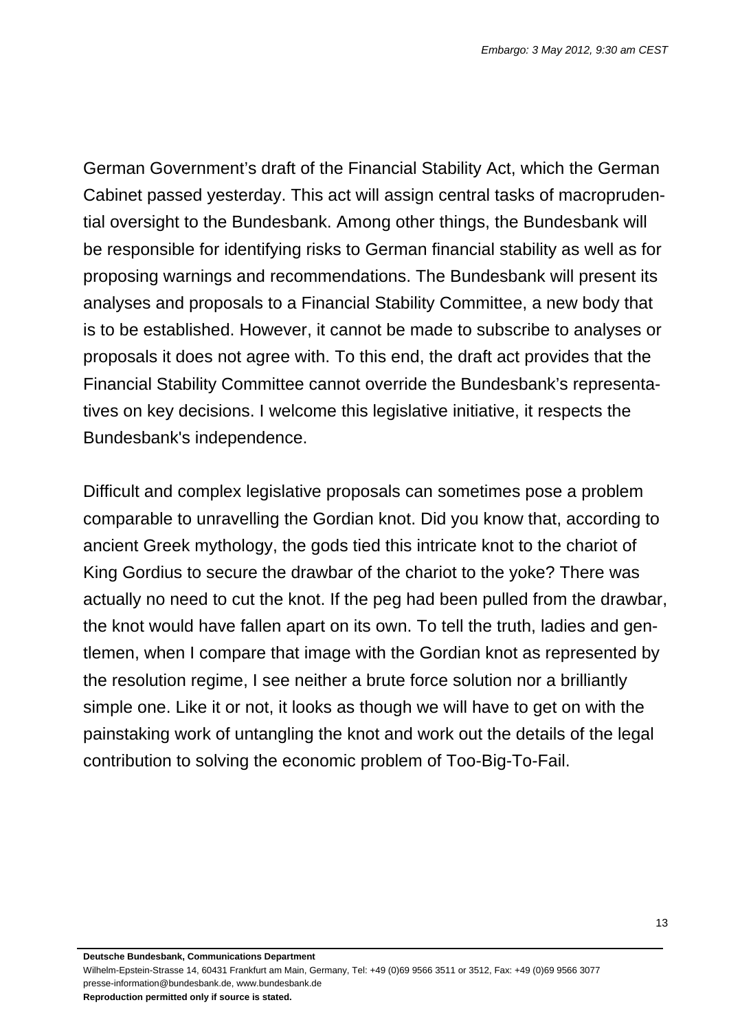German Government's draft of the Financial Stability Act, which the German Cabinet passed yesterday. This act will assign central tasks of macroprudential oversight to the Bundesbank. Among other things, the Bundesbank will be responsible for identifying risks to German financial stability as well as for proposing warnings and recommendations. The Bundesbank will present its analyses and proposals to a Financial Stability Committee, a new body that is to be established. However, it cannot be made to subscribe to analyses or proposals it does not agree with. To this end, the draft act provides that the Financial Stability Committee cannot override the Bundesbank's representatives on key decisions. I welcome this legislative initiative, it respects the Bundesbank's independence.

Difficult and complex legislative proposals can sometimes pose a problem comparable to unravelling the Gordian knot. Did you know that, according to ancient Greek mythology, the gods tied this intricate knot to the chariot of King Gordius to secure the drawbar of the chariot to the yoke? There was actually no need to cut the knot. If the peg had been pulled from the drawbar, the knot would have fallen apart on its own. To tell the truth, ladies and gentlemen, when I compare that image with the Gordian knot as represented by the resolution regime, I see neither a brute force solution nor a brilliantly simple one. Like it or not, it looks as though we will have to get on with the painstaking work of untangling the knot and work out the details of the legal contribution to solving the economic problem of Too-Big-To-Fail.